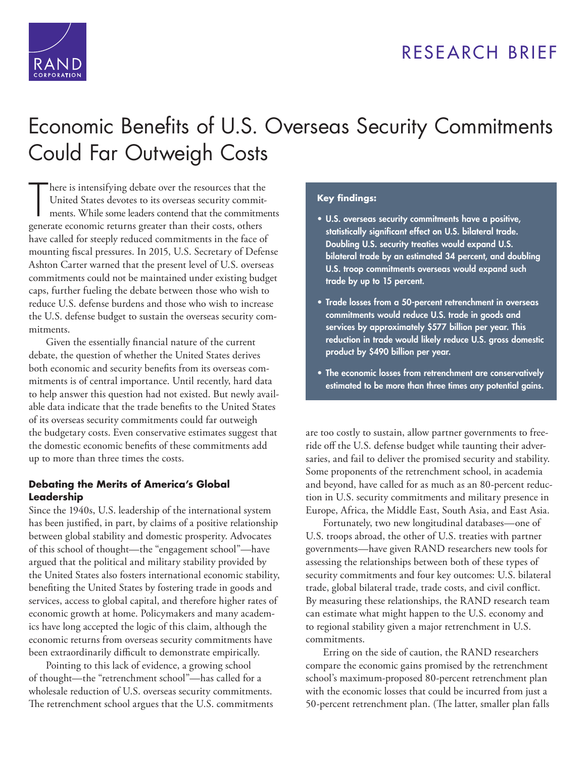RESEARCH BRIEF

# Economic Benefits of U.S. Overseas Security Commitments Could Far Outweigh Costs

There is intensifying debate over the resources that the United States devotes to its overseas security commitments. While some leaders contend that the commitments generate economic returns greater than their costs, others have called for steeply reduced commitments in the face of mounting fiscal pressures. In 2015, U.S. Secretary of Defense Ashton Carter warned that the present level of U.S. overseas commitments could not be maintained under existing budget caps, further fueling the debate between those who wish to reduce U.S. defense burdens and those who wish to increase the U.S. defense budget to sustain the overseas security commitments.

Given the essentially financial nature of the current debate, the question of whether the United States derives both economic and security benefits from its overseas commitments is of central importance. Until recently, hard data to help answer this question had not existed. But newly available data indicate that the trade benefits to the United States of its overseas security commitments could far outweigh the budgetary costs. Even conservative estimates suggest that the domestic economic benefits of these commitments add up to more than three times the costs.

> **Key findings:**
>
> - **U.S. overseas security commitments have a positive, statistically significant effect on U.S. bilateral trade. Doubling U.S. security treaties would expand U.S. bilateral trade by an estimated 34 percent, and doubling U.S. troop commitments overseas would expand such trade by up to 15 percent.**
> - **Trade losses from a 50-percent retrenchment in overseas commitments would reduce U.S. trade in goods and services by approximately $577 billion per year. This reduction in trade would likely reduce U.S. gross domestic product by $490 billion per year.**
> - **The economic losses from retrenchment are conservatively estimated to be more than three times any potential gains.**

## Debating the Merits of America's Global Leadership

Since the 1940s, U.S. leadership of the international system has been justified, in part, by claims of a positive relationship between global stability and domestic prosperity. Advocates of this school of thought—the "engagement school"—have argued that the political and military stability provided by the United States also fosters international economic stability, benefiting the United States by fostering trade in goods and services, access to global capital, and therefore higher rates of economic growth at home. Policymakers and many academics have long accepted the logic of this claim, although the economic returns from overseas security commitments have been extraordinarily difficult to demonstrate empirically.

Pointing to this lack of evidence, a growing school of thought—the "retrenchment school"—has called for a wholesale reduction of U.S. overseas security commitments. The retrenchment school argues that the U.S. commitments are too costly to sustain, allow partner governments to free-ride off the U.S. defense budget while taunting their adversaries, and fail to deliver the promised security and stability. Some proponents of the retrenchment school, in academia and beyond, have called for as much as an 80-percent reduction in U.S. security commitments and military presence in Europe, Africa, the Middle East, South Asia, and East Asia.

Fortunately, two new longitudinal databases—one of U.S. troops abroad, the other of U.S. treaties with partner governments—have given RAND researchers new tools for assessing the relationships between both of these types of security commitments and four key outcomes: U.S. bilateral trade, global bilateral trade, trade costs, and civil conflict. By measuring these relationships, the RAND research team can estimate what might happen to the U.S. economy and to regional stability given a major retrenchment in U.S. commitments.

Erring on the side of caution, the RAND researchers compare the economic gains promised by the retrenchment school's maximum-proposed 80-percent retrenchment plan with the economic losses that could be incurred from just a 50-percent retrenchment plan. (The latter, smaller plan falls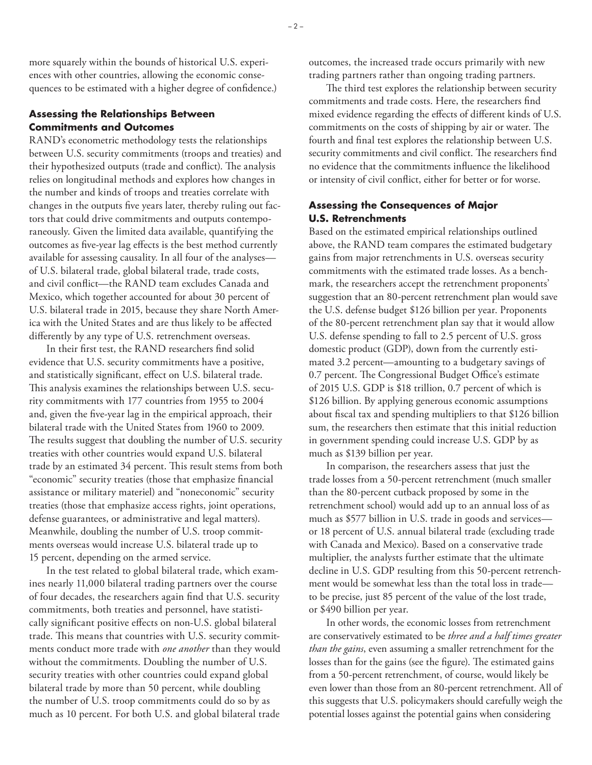more squarely within the bounds of historical U.S. experiences with other countries, allowing the economic consequences to be estimated with a higher degree of confidence.)

### Assessing the Relationships Between Commitments and Outcomes

RAND's econometric methodology tests the relationships between U.S. security commitments (troops and treaties) and their hypothesized outputs (trade and conflict). The analysis relies on longitudinal methods and explores how changes in the number and kinds of troops and treaties correlate with changes in the outputs five years later, thereby ruling out factors that could drive commitments and outputs contemporaneously. Given the limited data available, quantifying the outcomes as five-year lag effects is the best method currently available for assessing causality. In all four of the analyses—of U.S. bilateral trade, global bilateral trade, trade costs, and civil conflict—the RAND team excludes Canada and Mexico, which together accounted for about 30 percent of U.S. bilateral trade in 2015, because they share North America with the United States and are thus likely to be affected differently by any type of U.S. retrenchment overseas.

In their first test, the RAND researchers find solid evidence that U.S. security commitments have a positive, and statistically significant, effect on U.S. bilateral trade. This analysis examines the relationships between U.S. security commitments with 177 countries from 1955 to 2004 and, given the five-year lag in the empirical approach, their bilateral trade with the United States from 1960 to 2009. The results suggest that doubling the number of U.S. security treaties with other countries would expand U.S. bilateral trade by an estimated 34 percent. This result stems from both "economic" security treaties (those that emphasize financial assistance or military materiel) and "noneconomic" security treaties (those that emphasize access rights, joint operations, defense guarantees, or administrative and legal matters). Meanwhile, doubling the number of U.S. troop commitments overseas would increase U.S. bilateral trade up to 15 percent, depending on the armed service.

In the test related to global bilateral trade, which examines nearly 11,000 bilateral trading partners over the course of four decades, the researchers again find that U.S. security commitments, both treaties and personnel, have statistically significant positive effects on non-U.S. global bilateral trade. This means that countries with U.S. security commitments conduct more trade with *one another* than they would without the commitments. Doubling the number of U.S. security treaties with other countries could expand global bilateral trade by more than 50 percent, while doubling the number of U.S. troop commitments could do so by as much as 10 percent. For both U.S. and global bilateral trade outcomes, the increased trade occurs primarily with new trading partners rather than ongoing trading partners.

The third test explores the relationship between security commitments and trade costs. Here, the researchers find mixed evidence regarding the effects of different kinds of U.S. commitments on the costs of shipping by air or water. The fourth and final test explores the relationship between U.S. security commitments and civil conflict. The researchers find no evidence that the commitments influence the likelihood or intensity of civil conflict, either for better or for worse.

### Assessing the Consequences of Major U.S. Retrenchments

Based on the estimated empirical relationships outlined above, the RAND team compares the estimated budgetary gains from major retrenchments in U.S. overseas security commitments with the estimated trade losses. As a benchmark, the researchers accept the retrenchment proponents' suggestion that an 80-percent retrenchment plan would save the U.S. defense budget \$126 billion per year. Proponents of the 80-percent retrenchment plan say that it would allow U.S. defense spending to fall to 2.5 percent of U.S. gross domestic product (GDP), down from the currently estimated 3.2 percent—amounting to a budgetary savings of 0.7 percent. The Congressional Budget Office's estimate of 2015 U.S. GDP is \$18 trillion, 0.7 percent of which is \$126 billion. By applying generous economic assumptions about fiscal tax and spending multipliers to that \$126 billion sum, the researchers then estimate that this initial reduction in government spending could increase U.S. GDP by as much as \$139 billion per year.

In comparison, the researchers assess that just the trade losses from a 50-percent retrenchment (much smaller than the 80-percent cutback proposed by some in the retrenchment school) would add up to an annual loss of as much as \$577 billion in U.S. trade in goods and services—or 18 percent of U.S. annual bilateral trade (excluding trade with Canada and Mexico). Based on a conservative trade multiplier, the analysts further estimate that the ultimate decline in U.S. GDP resulting from this 50-percent retrenchment would be somewhat less than the total loss in trade—to be precise, just 85 percent of the value of the lost trade, or \$490 billion per year.

In other words, the economic losses from retrenchment are conservatively estimated to be *three and a half times greater than the gains*, even assuming a smaller retrenchment for the losses than for the gains (see the figure). The estimated gains from a 50-percent retrenchment, of course, would likely be even lower than those from an 80-percent retrenchment. All of this suggests that U.S. policymakers should carefully weigh the potential losses against the potential gains when considering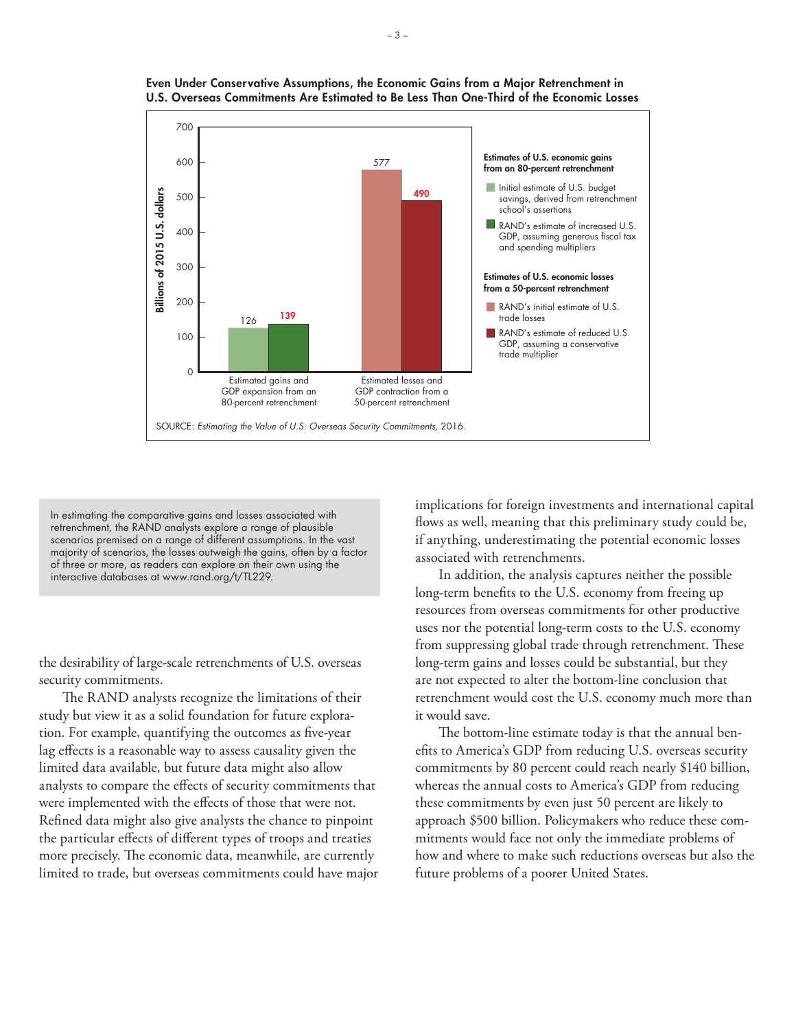**Even Under Conservative Assumptions, the Economic Gains from a Major Retrenchment in U.S. Overseas Commitments Are Estimated to Be Less Than One-Third of the Economic Losses**

| | Estimated gains and GDP expansion from an 80-percent retrenchment | Estimated losses and GDP contraction from a 50-percent retrenchment |
|---|---|---|
| Initial estimate (billions of 2015 U.S. dollars) | 126 | 577 |
| RAND's estimate (billions of 2015 U.S. dollars) | 139 | 490 |

**Estimates of U.S. economic gains from an 80-percent retrenchment**

- Initial estimate of U.S. budget savings, derived from retrenchment school's assertions
- RAND's estimate of increased U.S. GDP, assuming generous fiscal tax and spending multipliers

**Estimates of U.S. economic losses from a 50-percent retrenchment**

- RAND's initial estimate of U.S. trade losses
- RAND's estimate of reduced U.S. GDP, assuming a conservative trade multiplier

SOURCE: *Estimating the Value of U.S. Overseas Security Commitments*, 2016.

> In estimating the comparative gains and losses associated with retrenchment, the RAND analysts explore a range of plausible scenarios premised on a range of different assumptions. In the vast majority of scenarios, the losses outweigh the gains, often by a factor of three or more, as readers can explore on their own using the interactive databases at www.rand.org/t/TL229.

the desirability of large-scale retrenchments of U.S. overseas security commitments.

The RAND analysts recognize the limitations of their study but view it as a solid foundation for future exploration. For example, quantifying the outcomes as five-year lag effects is a reasonable way to assess causality given the limited data available, but future data might also allow analysts to compare the effects of security commitments that were implemented with the effects of those that were not. Refined data might also give analysts the chance to pinpoint the particular effects of different types of troops and treaties more precisely. The economic data, meanwhile, are currently limited to trade, but overseas commitments could have major implications for foreign investments and international capital flows as well, meaning that this preliminary study could be, if anything, underestimating the potential economic losses associated with retrenchments.

In addition, the analysis captures neither the possible long-term benefits to the U.S. economy from freeing up resources from overseas commitments for other productive uses nor the potential long-term costs to the U.S. economy from suppressing global trade through retrenchment. These long-term gains and losses could be substantial, but they are not expected to alter the bottom-line conclusion that retrenchment would cost the U.S. economy much more than it would save.

The bottom-line estimate today is that the annual benefits to America's GDP from reducing U.S. overseas security commitments by 80 percent could reach nearly $140 billion, whereas the annual costs to America's GDP from reducing these commitments by even just 50 percent are likely to approach $500 billion. Policymakers who reduce these commitments would face not only the immediate problems of how and where to make such reductions overseas but also the future problems of a poorer United States.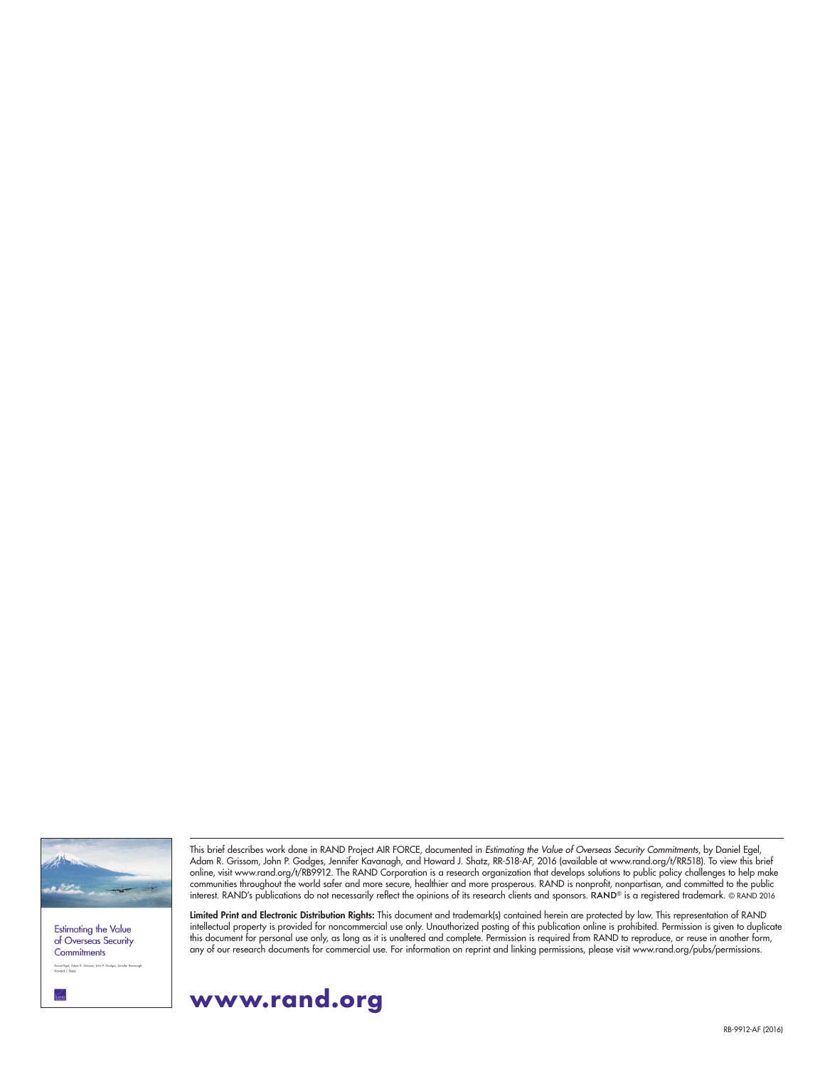Estimating the Value of Overseas Security Commitments

Daniel Egel, Adam R. Grissom, John P. Godges, Jennifer Kavanagh, Howard J. Shatz

This brief describes work done in RAND Project AIR FORCE, documented in *Estimating the Value of Overseas Security Commitments*, by Daniel Egel, Adam R. Grissom, John P. Godges, Jennifer Kavanagh, and Howard J. Shatz, RR-518-AF, 2016 (available at www.rand.org/t/RR518). To view this brief online, visit www.rand.org/t/RB9912. The RAND Corporation is a research organization that develops solutions to public policy challenges to help make communities throughout the world safer and more secure, healthier and more prosperous. RAND is nonprofit, nonpartisan, and committed to the public interest. RAND's publications do not necessarily reflect the opinions of its research clients and sponsors. **RAND**® is a registered trademark. © RAND 2016

**Limited Print and Electronic Distribution Rights:** This document and trademark(s) contained herein are protected by law. This representation of RAND intellectual property is provided for noncommercial use only. Unauthorized posting of this publication online is prohibited. Permission is given to duplicate this document for personal use only, as long as it is unaltered and complete. Permission is required from RAND to reproduce, or reuse in another form, any of our research documents for commercial use. For information on reprint and linking permissions, please visit www.rand.org/pubs/permissions.

**www.rand.org**

RB-9912-AF (2016)